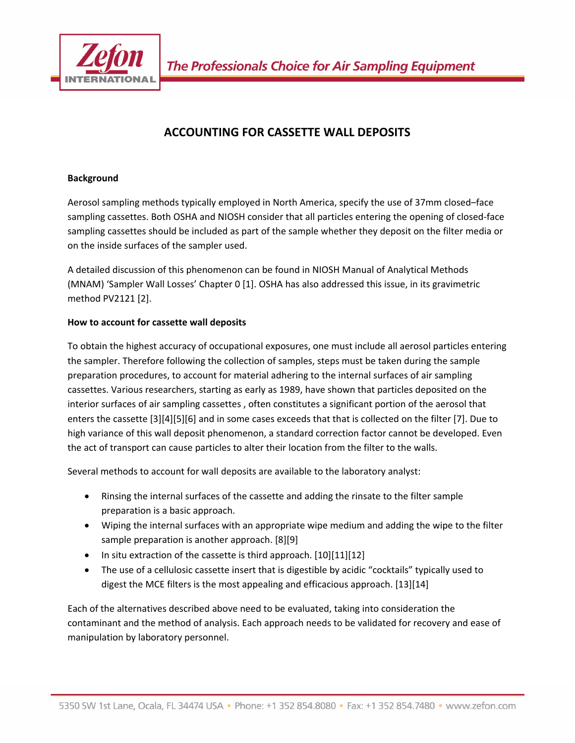# ACCOUNTING FOR CASSETTE WALL DEPOSITS

**Background**

Aerosol sampling methods typically employed in North America, specify the use of 37mm closed–face sampling cassettes. Both OSHA and NIOSH consider that all particles entering the opening of closed-face sampling cassettes should be included as part of the sample whether they deposit on the filter media or on the inside surfaces of the sampler used.

A detailed discussion of this phenomenon can be found in NIOSH Manual of Analytical Methods (MNAM) 'Sampler Wall Losses' Chapter 0 [1]. OSHA has also addressed this issue, in its gravimetric method PV2121 [2].

**How to account for cassette wall deposits**

To obtain the highest accuracy of occupational exposures, one must include all aerosol particles entering the sampler. Therefore following the collection of samples, steps must be taken during the sample preparation procedures, to account for material adhering to the internal surfaces of air sampling cassettes. Various researchers, starting as early as 1989, have shown that particles deposited on the interior surfaces of air sampling cassettes , often constitutes a significant portion of the aerosol that enters the cassette [3][4][5][6] and in some cases exceeds that that is collected on the filter [7]. Due to high variance of this wall deposit phenomenon, a standard correction factor cannot be developed. Even the act of transport can cause particles to alter their location from the filter to the walls.

Several methods to account for wall deposits are available to the laboratory analyst:

- Rinsing the internal surfaces of the cassette and adding the rinsate to the filter sample preparation is a basic approach.
- Wiping the internal surfaces with an appropriate wipe medium and adding the wipe to the filter sample preparation is another approach. [8][9]
- In situ extraction of the cassette is third approach. [10][11][12]
- The use of a cellulosic cassette insert that is digestible by acidic "cocktails" typically used to digest the MCE filters is the most appealing and efficacious approach. [13][14]

Each of the alternatives described above need to be evaluated, taking into consideration the contaminant and the method of analysis. Each approach needs to be validated for recovery and ease of manipulation by laboratory personnel.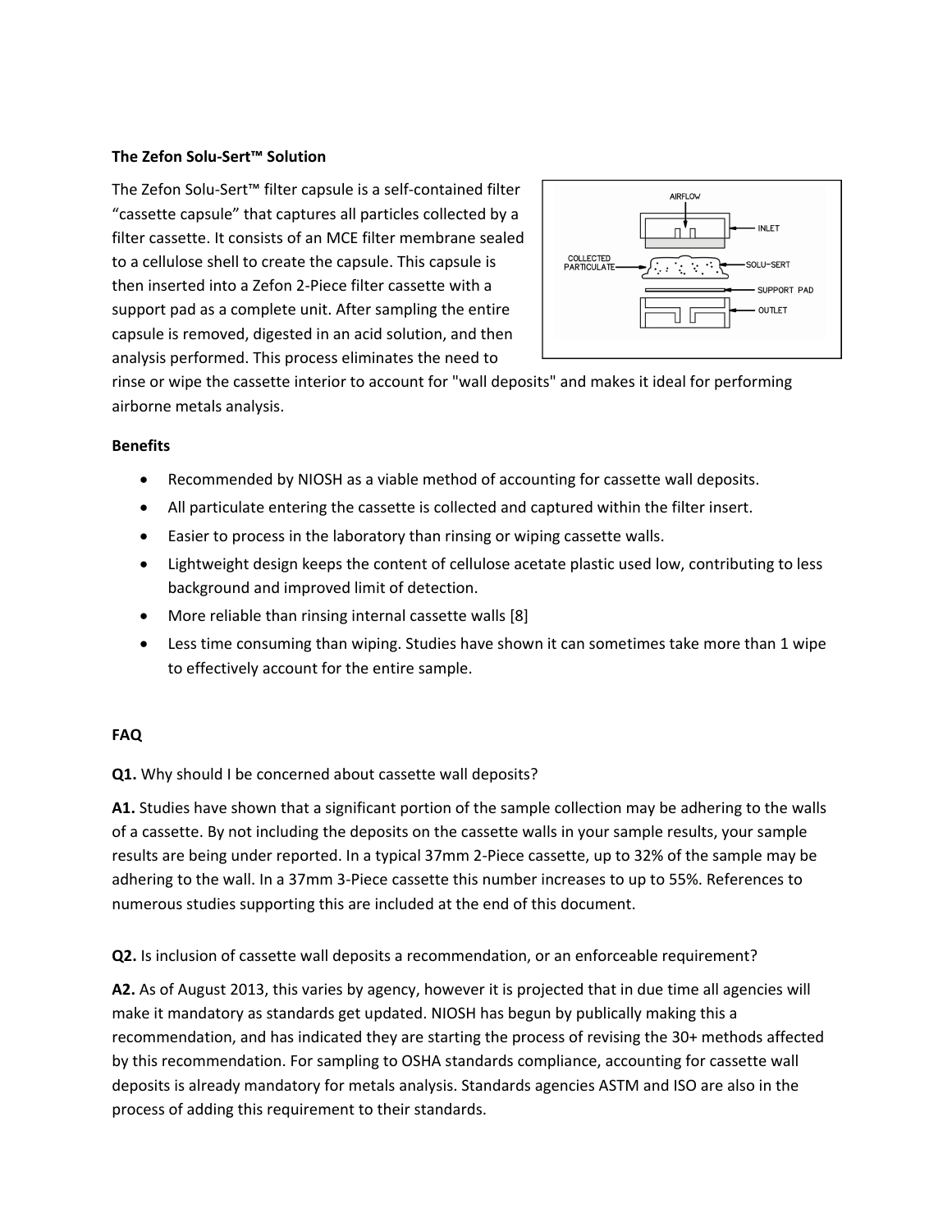**The Zefon Solu-Sert™ Solution**

The Zefon Solu-Sert™ filter capsule is a self-contained filter "cassette capsule" that captures all particles collected by a filter cassette. It consists of an MCE filter membrane sealed to a cellulose shell to create the capsule. This capsule is then inserted into a Zefon 2-Piece filter cassette with a support pad as a complete unit. After sampling the entire capsule is removed, digested in an acid solution, and then analysis performed. This process eliminates the need to rinse or wipe the cassette interior to account for "wall deposits" and makes it ideal for performing airborne metals analysis.

**Benefits**

- Recommended by NIOSH as a viable method of accounting for cassette wall deposits.
- All particulate entering the cassette is collected and captured within the filter insert.
- Easier to process in the laboratory than rinsing or wiping cassette walls.
- Lightweight design keeps the content of cellulose acetate plastic used low, contributing to less background and improved limit of detection.
- More reliable than rinsing internal cassette walls [8]
- Less time consuming than wiping. Studies have shown it can sometimes take more than 1 wipe to effectively account for the entire sample.

**FAQ**

**Q1.** Why should I be concerned about cassette wall deposits?

**A1.** Studies have shown that a significant portion of the sample collection may be adhering to the walls of a cassette. By not including the deposits on the cassette walls in your sample results, your sample results are being under reported. In a typical 37mm 2-Piece cassette, up to 32% of the sample may be adhering to the wall. In a 37mm 3-Piece cassette this number increases to up to 55%. References to numerous studies supporting this are included at the end of this document.

**Q2.** Is inclusion of cassette wall deposits a recommendation, or an enforceable requirement?

**A2.** As of August 2013, this varies by agency, however it is projected that in due time all agencies will make it mandatory as standards get updated. NIOSH has begun by publically making this a recommendation, and has indicated they are starting the process of revising the 30+ methods affected by this recommendation. For sampling to OSHA standards compliance, accounting for cassette wall deposits is already mandatory for metals analysis. Standards agencies ASTM and ISO are also in the process of adding this requirement to their standards.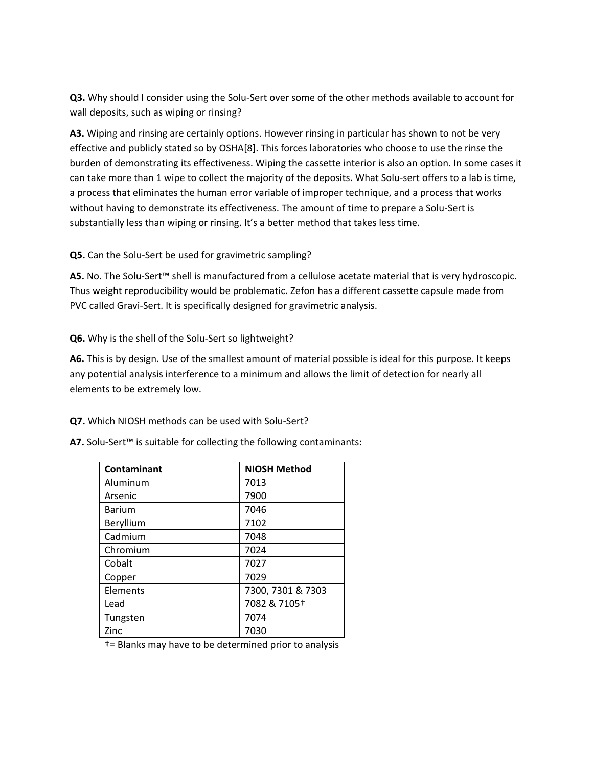**Q3.** Why should I consider using the Solu-Sert over some of the other methods available to account for wall deposits, such as wiping or rinsing?

**A3.** Wiping and rinsing are certainly options. However rinsing in particular has shown to not be very effective and publicly stated so by OSHA[8]. This forces laboratories who choose to use the rinse the burden of demonstrating its effectiveness. Wiping the cassette interior is also an option. In some cases it can take more than 1 wipe to collect the majority of the deposits. What Solu-sert offers to a lab is time, a process that eliminates the human error variable of improper technique, and a process that works without having to demonstrate its effectiveness. The amount of time to prepare a Solu-Sert is substantially less than wiping or rinsing. It's a better method that takes less time.

**Q5.** Can the Solu-Sert be used for gravimetric sampling?

**A5.** No. The Solu-Sert™ shell is manufactured from a cellulose acetate material that is very hydroscopic. Thus weight reproducibility would be problematic. Zefon has a different cassette capsule made from PVC called Gravi-Sert. It is specifically designed for gravimetric analysis.

**Q6.** Why is the shell of the Solu-Sert so lightweight?

**A6.** This is by design. Use of the smallest amount of material possible is ideal for this purpose. It keeps any potential analysis interference to a minimum and allows the limit of detection for nearly all elements to be extremely low.

**Q7.** Which NIOSH methods can be used with Solu-Sert?

**A7.** Solu-Sert™ is suitable for collecting the following contaminants:

| Contaminant | NIOSH Method |
|---|---|
| Aluminum | 7013 |
| Arsenic | 7900 |
| Barium | 7046 |
| Beryllium | 7102 |
| Cadmium | 7048 |
| Chromium | 7024 |
| Cobalt | 7027 |
| Copper | 7029 |
| Elements | 7300, 7301 & 7303 |
| Lead | 7082 & 7105† |
| Tungsten | 7074 |
| Zinc | 7030 |

†= Blanks may have to be determined prior to analysis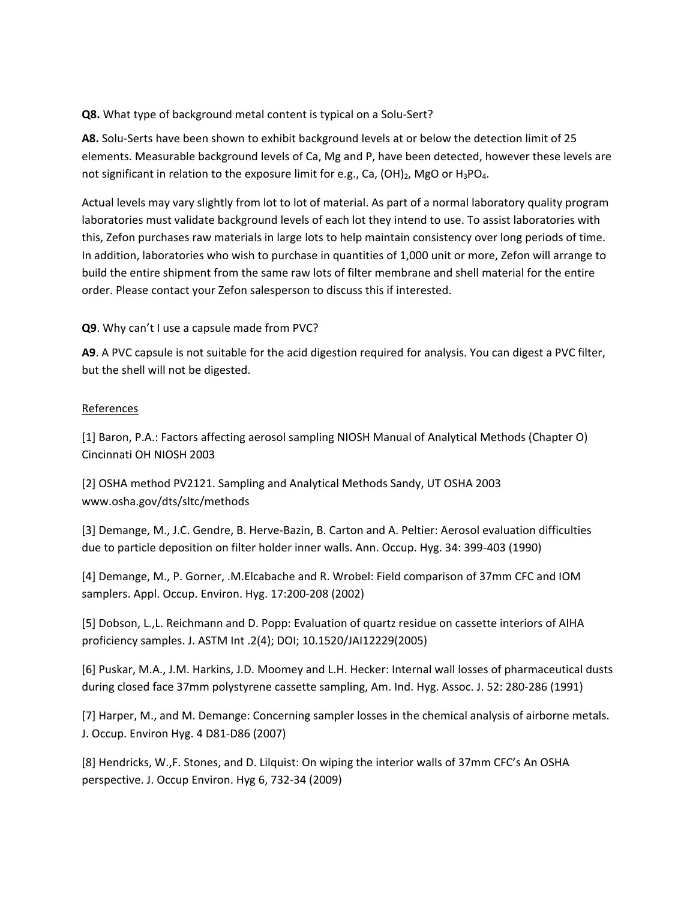**Q8.** What type of background metal content is typical on a Solu-Sert?

**A8.** Solu-Serts have been shown to exhibit background levels at or below the detection limit of 25 elements. Measurable background levels of Ca, Mg and P, have been detected, however these levels are not significant in relation to the exposure limit for e.g., $Ca, (OH)_2$, MgO or $H_3PO_4$.

Actual levels may vary slightly from lot to lot of material. As part of a normal laboratory quality program laboratories must validate background levels of each lot they intend to use. To assist laboratories with this, Zefon purchases raw materials in large lots to help maintain consistency over long periods of time. In addition, laboratories who wish to purchase in quantities of 1,000 unit or more, Zefon will arrange to build the entire shipment from the same raw lots of filter membrane and shell material for the entire order. Please contact your Zefon salesperson to discuss this if interested.

**Q9**. Why can't I use a capsule made from PVC?

**A9**. A PVC capsule is not suitable for the acid digestion required for analysis. You can digest a PVC filter, but the shell will not be digested.

References

[1] Baron, P.A.: Factors affecting aerosol sampling NIOSH Manual of Analytical Methods (Chapter O) Cincinnati OH NIOSH 2003

[2] OSHA method PV2121. Sampling and Analytical Methods Sandy, UT OSHA 2003 www.osha.gov/dts/sltc/methods

[3] Demange, M., J.C. Gendre, B. Herve-Bazin, B. Carton and A. Peltier: Aerosol evaluation difficulties due to particle deposition on filter holder inner walls. Ann. Occup. Hyg. 34: 399-403 (1990)

[4] Demange, M., P. Gorner, .M.Elcabache and R. Wrobel: Field comparison of 37mm CFC and IOM samplers. Appl. Occup. Environ. Hyg. 17:200-208 (2002)

[5] Dobson, L.,L. Reichmann and D. Popp: Evaluation of quartz residue on cassette interiors of AIHA proficiency samples. J. ASTM Int .2(4); DOI; 10.1520/JAI12229(2005)

[6] Puskar, M.A., J.M. Harkins, J.D. Moomey and L.H. Hecker: Internal wall losses of pharmaceutical dusts during closed face 37mm polystyrene cassette sampling, Am. Ind. Hyg. Assoc. J. 52: 280-286 (1991)

[7] Harper, M., and M. Demange: Concerning sampler losses in the chemical analysis of airborne metals. J. Occup. Environ Hyg. 4 D81-D86 (2007)

[8] Hendricks, W.,F. Stones, and D. Lilquist: On wiping the interior walls of 37mm CFC's An OSHA perspective. J. Occup Environ. Hyg 6, 732-34 (2009)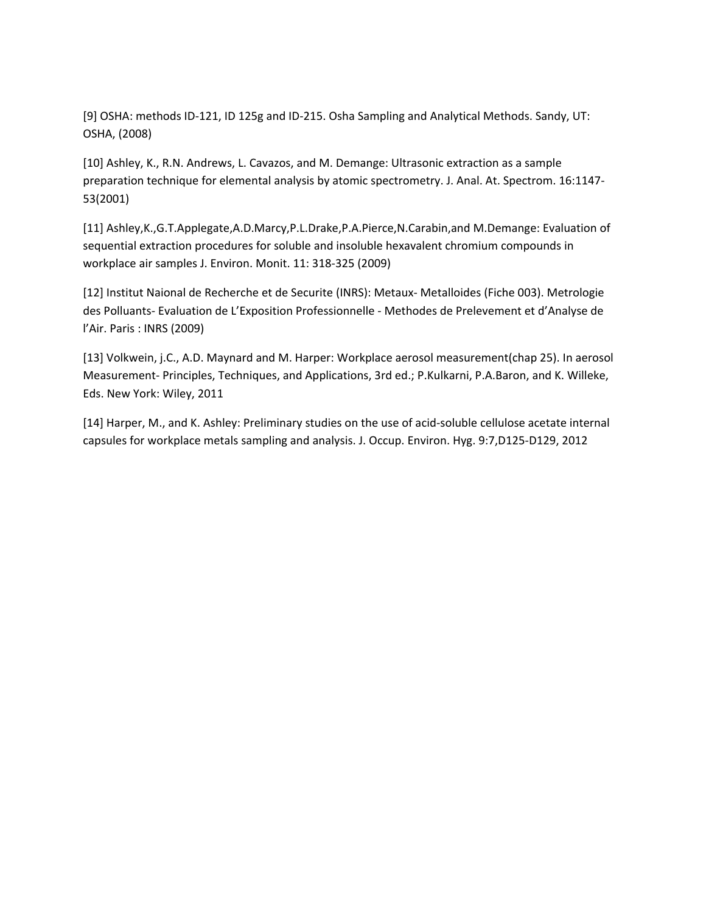[9] OSHA: methods ID-121, ID 125g and ID-215. Osha Sampling and Analytical Methods. Sandy, UT: OSHA, (2008)

[10] Ashley, K., R.N. Andrews, L. Cavazos, and M. Demange: Ultrasonic extraction as a sample preparation technique for elemental analysis by atomic spectrometry. J. Anal. At. Spectrom. 16:1147-53(2001)

[11] Ashley,K.,G.T.Applegate,A.D.Marcy,P.L.Drake,P.A.Pierce,N.Carabin,and M.Demange: Evaluation of sequential extraction procedures for soluble and insoluble hexavalent chromium compounds in workplace air samples J. Environ. Monit. 11: 318-325 (2009)

[12] Institut Naional de Recherche et de Securite (INRS): Metaux- Metalloides (Fiche 003). Metrologie des Polluants- Evaluation de L'Exposition Professionnelle - Methodes de Prelevement et d'Analyse de l'Air. Paris : INRS (2009)

[13] Volkwein, j.C., A.D. Maynard and M. Harper: Workplace aerosol measurement(chap 25). In aerosol Measurement- Principles, Techniques, and Applications, 3rd ed.; P.Kulkarni, P.A.Baron, and K. Willeke, Eds. New York: Wiley, 2011

[14] Harper, M., and K. Ashley: Preliminary studies on the use of acid-soluble cellulose acetate internal capsules for workplace metals sampling and analysis. J. Occup. Environ. Hyg. 9:7,D125-D129, 2012